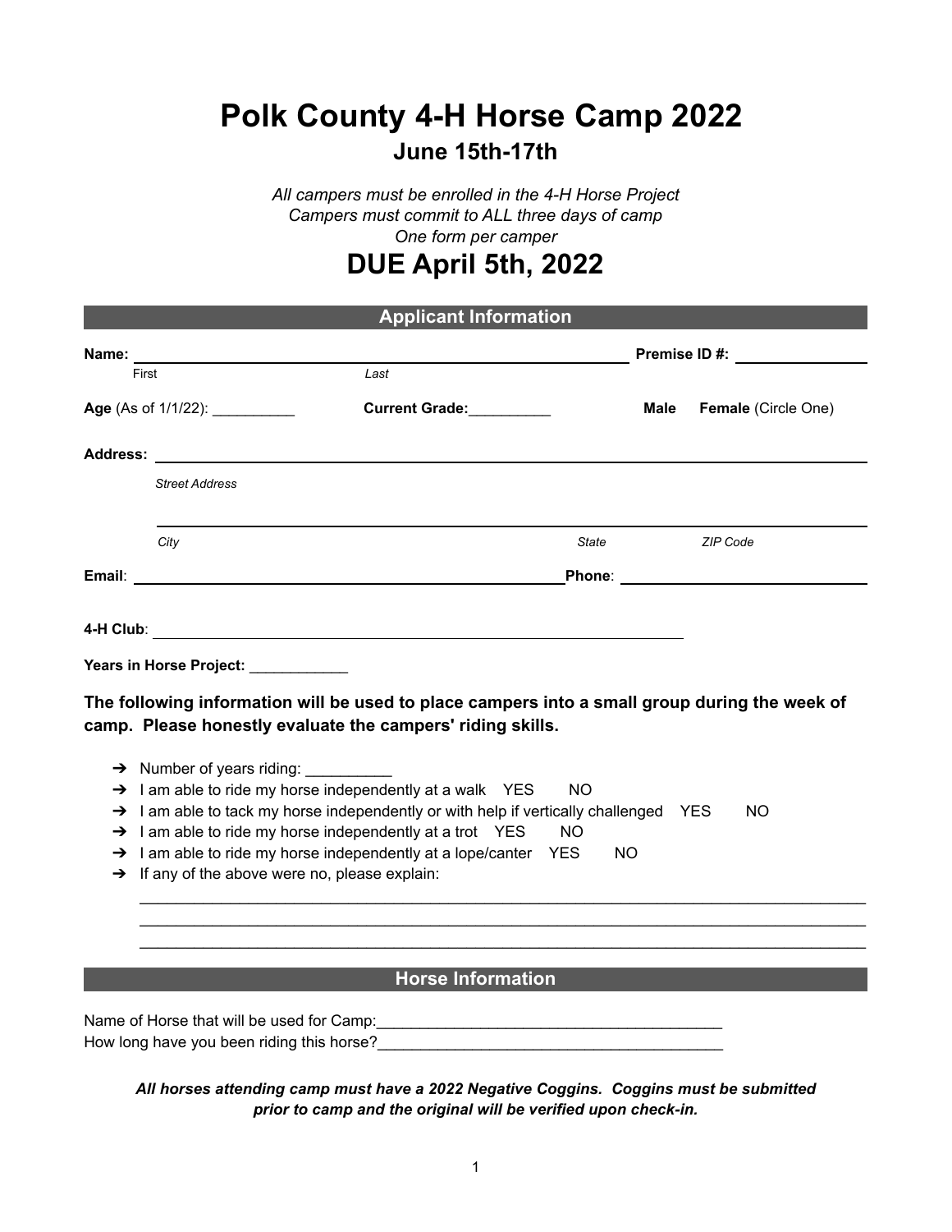# Polk County 4-H Horse Camp 2022

## June 15th-17th

*All campers must be enrolled in the 4-H Horse Project*
*Campers must commit to ALL three days of camp*
*One form per camper*

## DUE April 5th, 2022

### Applicant Information

**Name:** ______________________________________________ **Premise ID #:** ______________
First Last

**Age** (As of 1/1/22): __________ **Current Grade:**__________ **Male** **Female** (Circle One)

**Address:** ______________________________________________
*Street Address*

______________________________________________
*City* *State* *ZIP Code*

**Email**: ______________________________ **Phone**: ______________________

**4-H Club**: ______________________________________________

**Years in Horse Project:** ____________

**The following information will be used to place campers into a small group during the week of camp. Please honestly evaluate the campers' riding skills.**

- ➔ Number of years riding: __________
- ➔ I am able to ride my horse independently at a walk YES NO
- ➔ I am able to tack my horse independently or with help if vertically challenged YES NO
- ➔ I am able to ride my horse independently at a trot YES NO
- ➔ I am able to ride my horse independently at a lope/canter YES NO
- ➔ If any of the above were no, please explain:

______________________________________________________________________________
______________________________________________________________________________
______________________________________________________________________________

### Horse Information

Name of Horse that will be used for Camp:__________________________________________
How long have you been riding this horse?__________________________________________

***All horses attending camp must have a 2022 Negative Coggins. Coggins must be submitted prior to camp and the original will be verified upon check-in.***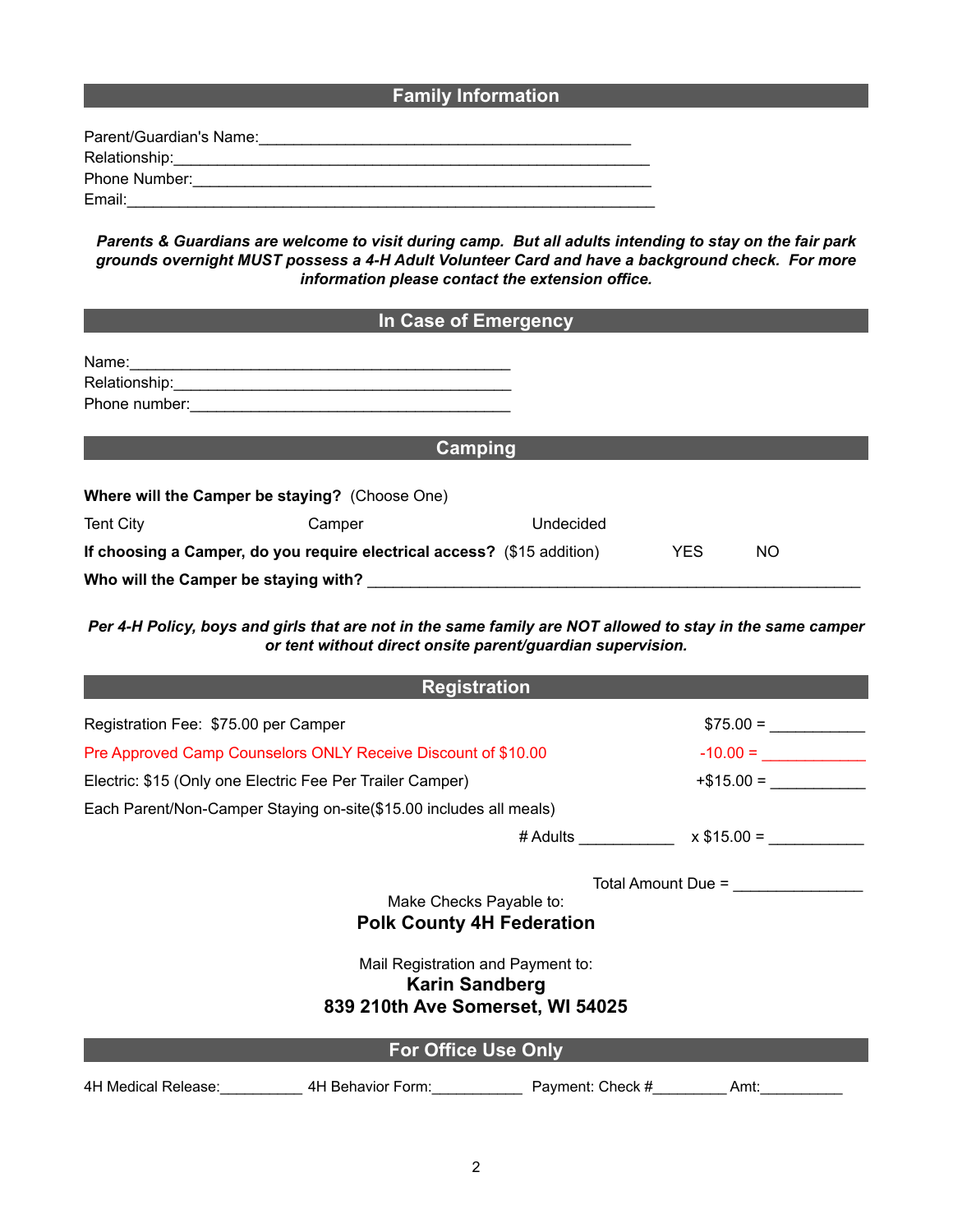## Family Information

Parent/Guardian's Name:____________________________________________

Relationship:________________________________________________________

Phone Number:_______________________________________________________

Email:______________________________________________________________

***Parents & Guardians are welcome to visit during camp. But all adults intending to stay on the fair park grounds overnight MUST possess a 4-H Adult Volunteer Card and have a background check. For more information please contact the extension office.***

## In Case of Emergency

Name:_____________________________________________

Relationship:_______________________________________

Phone number:_____________________________________

## Camping

**Where will the Camper be staying?** (Choose One)

Tent City Camper Undecided

**If choosing a Camper, do you require electrical access?** ($15 addition) YES NO

**Who will the Camper be staying with?** ____________________________________________________________

***Per 4-H Policy, boys and girls that are not in the same family are NOT allowed to stay in the same camper or tent without direct onsite parent/guardian supervision.***

## Registration

| | |
|---|---|
| Registration Fee: $75.00 per Camper | $75.00 = ___________ |
| Pre Approved Camp Counselors ONLY Receive Discount of $10.00 | -10.00 = ___________ |
| Electric: $15 (Only one Electric Fee Per Trailer Camper) | +$15.00 = ___________ |
| Each Parent/Non-Camper Staying on-site($15.00 includes all meals) | |
| # Adults ___________ | x $15.00 = ___________ |

Total Amount Due = _______________

Make Checks Payable to:
**Polk County 4H Federation**

Mail Registration and Payment to:
**Karin Sandberg**
**839 210th Ave Somerset, WI 54025**

## For Office Use Only

4H Medical Release:__________ 4H Behavior Form:___________ Payment: Check #_________ Amt:__________